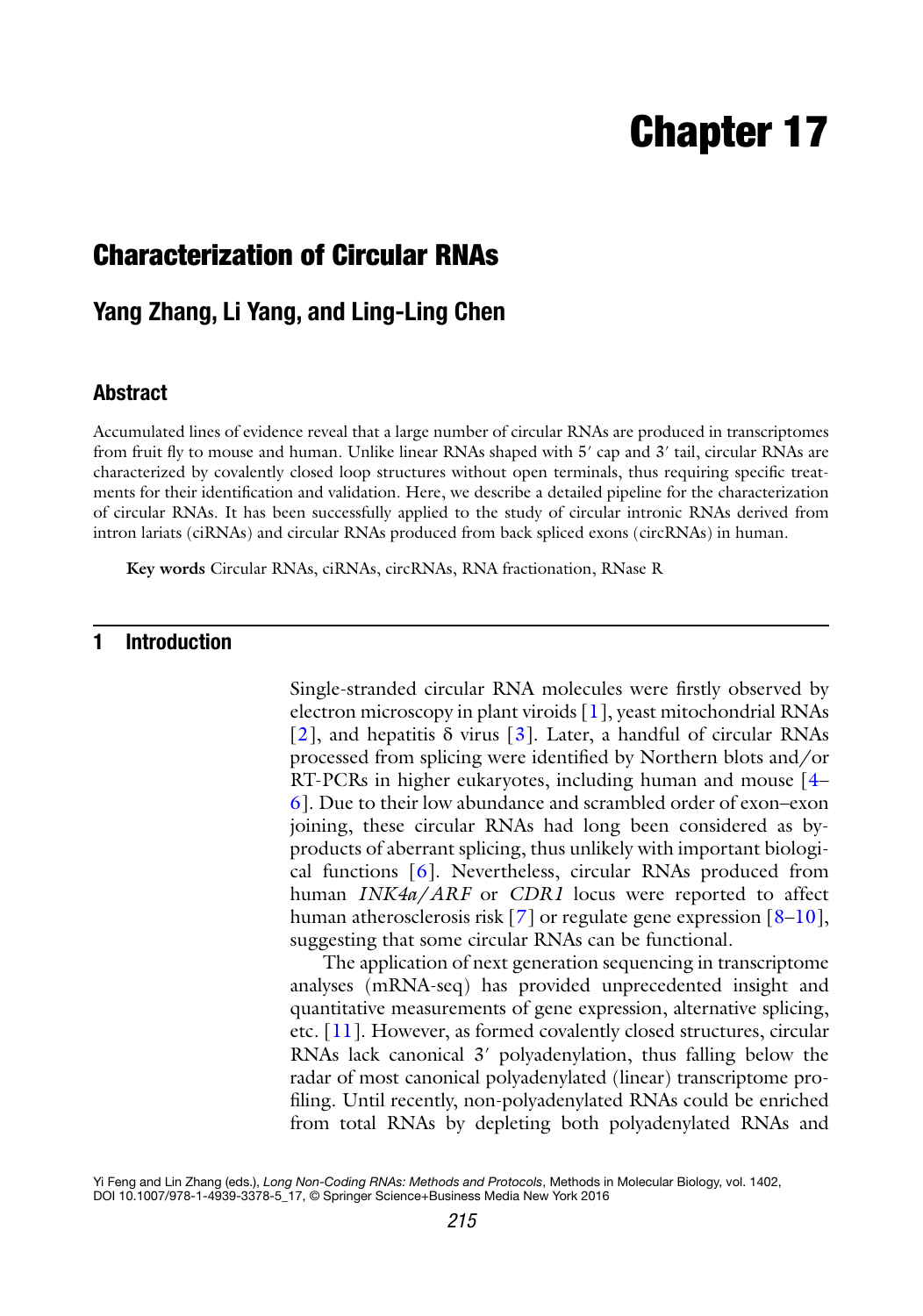# Chapter 17

## Characterization of Circular RNAs

### Yang Zhang, Li Yang, and Ling-Ling Chen

### Abstract

Accumulated lines of evidence reveal that a large number of circular RNAs are produced in transcriptomes from fruit fly to mouse and human. Unlike linear RNAs shaped with 5′ cap and 3′ tail, circular RNAs are characterized by covalently closed loop structures without open terminals, thus requiring specific treatments for their identification and validation. Here, we describe a detailed pipeline for the characterization of circular RNAs. It has been successfully applied to the study of circular intronic RNAs derived from intron lariats (ciRNAs) and circular RNAs produced from back spliced exons (circRNAs) in human.

**Key words** Circular RNAs, ciRNAs, circRNAs, RNA fractionation, RNase R

## 1 Introduction

Single-stranded circular RNA molecules were firstly observed by electron microscopy in plant viroids [1], yeast mitochondrial RNAs [2], and hepatitis δ virus [3]. Later, a handful of circular RNAs processed from splicing were identified by Northern blots and/or RT-PCRs in higher eukaryotes, including human and mouse [4–6]. Due to their low abundance and scrambled order of exon–exon joining, these circular RNAs had long been considered as by-products of aberrant splicing, thus unlikely with important biological functions [6]. Nevertheless, circular RNAs produced from human *INK4a/ARF* or *CDR1* locus were reported to affect human atherosclerosis risk [7] or regulate gene expression [8–10], suggesting that some circular RNAs can be functional.

The application of next generation sequencing in transcriptome analyses (mRNA-seq) has provided unprecedented insight and quantitative measurements of gene expression, alternative splicing, etc. [11]. However, as formed covalently closed structures, circular RNAs lack canonical 3′ polyadenylation, thus falling below the radar of most canonical polyadenylated (linear) transcriptome profiling. Until recently, non-polyadenylated RNAs could be enriched from total RNAs by depleting both polyadenylated RNAs and

Yi Feng and Lin Zhang (eds.), *Long Non-Coding RNAs: Methods and Protocols*, Methods in Molecular Biology, vol. 1402, DOI 10.1007/978-1-4939-3378-5_17, © Springer Science+Business Media New York 2016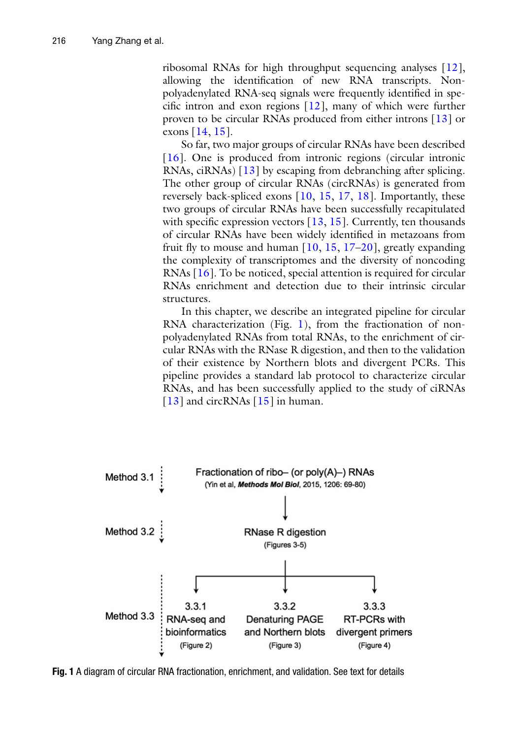ribosomal RNAs for high throughput sequencing analyses [12], allowing the identification of new RNA transcripts. Non-polyadenylated RNA-seq signals were frequently identified in specific intron and exon regions [12], many of which were further proven to be circular RNAs produced from either introns [13] or exons [14, 15].

So far, two major groups of circular RNAs have been described [16]. One is produced from intronic regions (circular intronic RNAs, ciRNAs) [13] by escaping from debranching after splicing. The other group of circular RNAs (circRNAs) is generated from reversely back-spliced exons [10, 15, 17, 18]. Importantly, these two groups of circular RNAs have been successfully recapitulated with specific expression vectors [13, 15]. Currently, ten thousands of circular RNAs have been widely identified in metazoans from fruit fly to mouse and human [10, 15, 17–20], greatly expanding the complexity of transcriptomes and the diversity of noncoding RNAs [16]. To be noticed, special attention is required for circular RNAs enrichment and detection due to their intrinsic circular structures.

In this chapter, we describe an integrated pipeline for circular RNA characterization (Fig. 1), from the fractionation of non-polyadenylated RNAs from total RNAs, to the enrichment of circular RNAs with the RNase R digestion, and then to the validation of their existence by Northern blots and divergent PCRs. This pipeline provides a standard lab protocol to characterize circular RNAs, and has been successfully applied to the study of ciRNAs [13] and circRNAs [15] in human.

Method 3.1 — Fractionation of ribo– (or poly(A)–) RNAs (Yin et al, ***Methods Mol Biol***, 2015, 1206: 69-80)

Method 3.2 — RNase R digestion (Figures 3-5)

Method 3.3 — 3.3.1 RNA-seq and bioinformatics (Figure 2); 3.3.2 Denaturing PAGE and Northern blots (Figure 3); 3.3.3 RT-PCRs with divergent primers (Figure 4)

**Fig. 1** A diagram of circular RNA fractionation, enrichment, and validation. See text for details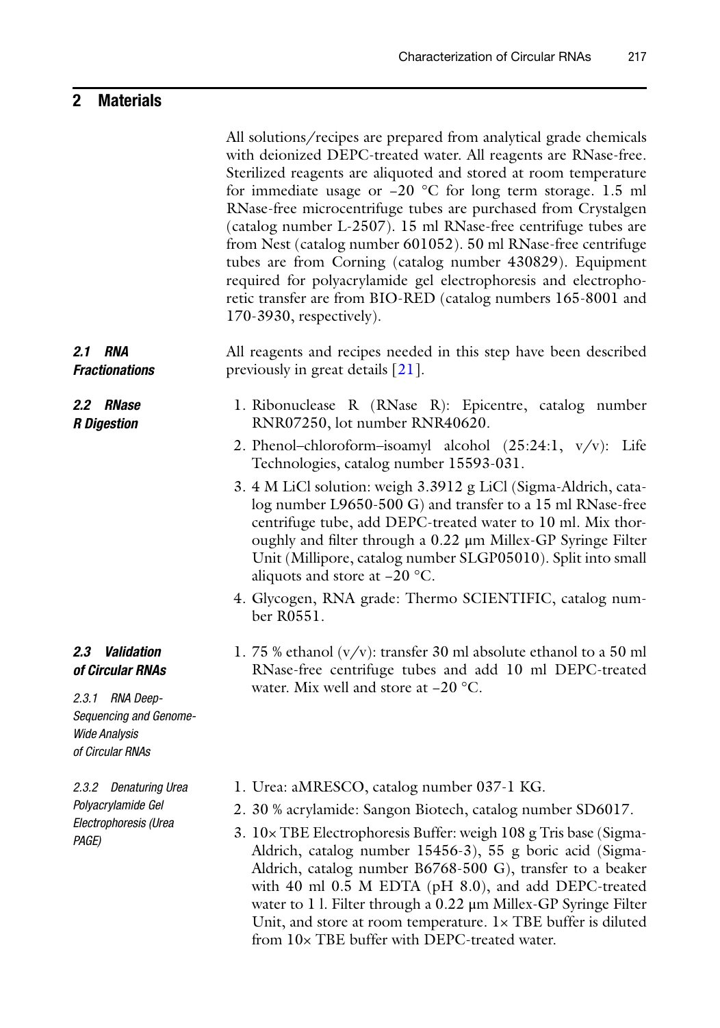## 2 Materials

All solutions/recipes are prepared from analytical grade chemicals with deionized DEPC-treated water. All reagents are RNase-free. Sterilized reagents are aliquoted and stored at room temperature for immediate usage or −20 °C for long term storage. 1.5 ml RNase-free microcentrifuge tubes are purchased from Crystalgen (catalog number L-2507). 15 ml RNase-free centrifuge tubes are from Nest (catalog number 601052). 50 ml RNase-free centrifuge tubes are from Corning (catalog number 430829). Equipment required for polyacrylamide gel electrophoresis and electrophoretic transfer are from BIO-RED (catalog numbers 165-8001 and 170-3930, respectively).

### 2.1 RNA Fractionations

All reagents and recipes needed in this step have been described previously in great details [21].

### 2.2 RNase R Digestion

1. Ribonuclease R (RNase R): Epicentre, catalog number RNR07250, lot number RNR40620.
2. Phenol–chloroform–isoamyl alcohol (25:24:1, v/v): Life Technologies, catalog number 15593-031.
3. 4 M LiCl solution: weigh 3.3912 g LiCl (Sigma-Aldrich, catalog number L9650-500 G) and transfer to a 15 ml RNase-free centrifuge tube, add DEPC-treated water to 10 ml. Mix thoroughly and filter through a 0.22 μm Millex-GP Syringe Filter Unit (Millipore, catalog number SLGP05010). Split into small aliquots and store at −20 °C.
4. Glycogen, RNA grade: Thermo SCIENTIFIC, catalog number R0551.

### 2.3 Validation of Circular RNAs

#### 2.3.1 RNA Deep-Sequencing and Genome-Wide Analysis of Circular RNAs

1. 75 % ethanol (v/v): transfer 30 ml absolute ethanol to a 50 ml RNase-free centrifuge tubes and add 10 ml DEPC-treated water. Mix well and store at −20 °C.

#### 2.3.2 Denaturing Urea Polyacrylamide Gel Electrophoresis (Urea PAGE)

1. Urea: aMRESCO, catalog number 037-1 KG.
2. 30 % acrylamide: Sangon Biotech, catalog number SD6017.
3. 10× TBE Electrophoresis Buffer: weigh 108 g Tris base (Sigma-Aldrich, catalog number 15456-3), 55 g boric acid (Sigma-Aldrich, catalog number B6768-500 G), transfer to a beaker with 40 ml 0.5 M EDTA (pH 8.0), and add DEPC-treated water to 1 l. Filter through a 0.22 μm Millex-GP Syringe Filter Unit, and store at room temperature. 1× TBE buffer is diluted from 10× TBE buffer with DEPC-treated water.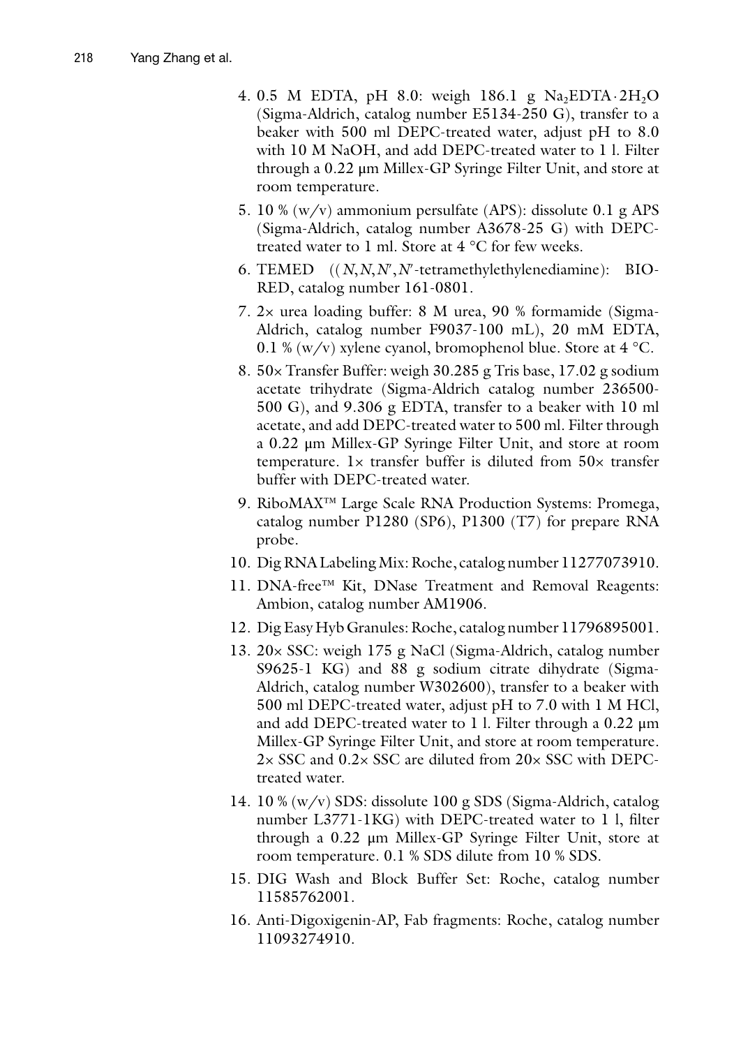4. 0.5 M EDTA, pH 8.0: weigh 186.1 g $Na_2EDTA \cdot 2H_2O$ (Sigma-Aldrich, catalog number E5134-250 G), transfer to a beaker with 500 ml DEPC-treated water, adjust pH to 8.0 with 10 M NaOH, and add DEPC-treated water to 1 l. Filter through a 0.22 μm Millex-GP Syringe Filter Unit, and store at room temperature.
5. 10 % (w/v) ammonium persulfate (APS): dissolute 0.1 g APS (Sigma-Aldrich, catalog number A3678-25 G) with DEPC-treated water to 1 ml. Store at 4 °C for few weeks.
6. TEMED ((*N*,*N*,*N*′,*N*′-tetramethylethylenediamine): BIO-RED, catalog number 161-0801.
7. 2× urea loading buffer: 8 M urea, 90 % formamide (Sigma-Aldrich, catalog number F9037-100 mL), 20 mM EDTA, 0.1 % (w/v) xylene cyanol, bromophenol blue. Store at 4 °C.
8. 50× Transfer Buffer: weigh 30.285 g Tris base, 17.02 g sodium acetate trihydrate (Sigma-Aldrich catalog number 236500-500 G), and 9.306 g EDTA, transfer to a beaker with 10 ml acetate, and add DEPC-treated water to 500 ml. Filter through a 0.22 μm Millex-GP Syringe Filter Unit, and store at room temperature. 1× transfer buffer is diluted from 50× transfer buffer with DEPC-treated water.
9. RiboMAX™ Large Scale RNA Production Systems: Promega, catalog number P1280 (SP6), P1300 (T7) for prepare RNA probe.
10. Dig RNA Labeling Mix: Roche, catalog number 11277073910.
11. DNA-free™ Kit, DNase Treatment and Removal Reagents: Ambion, catalog number AM1906.
12. Dig Easy Hyb Granules: Roche, catalog number 11796895001.
13. 20× SSC: weigh 175 g NaCl (Sigma-Aldrich, catalog number S9625-1 KG) and 88 g sodium citrate dihydrate (Sigma-Aldrich, catalog number W302600), transfer to a beaker with 500 ml DEPC-treated water, adjust pH to 7.0 with 1 M HCl, and add DEPC-treated water to 1 l. Filter through a 0.22 μm Millex-GP Syringe Filter Unit, and store at room temperature. 2× SSC and 0.2× SSC are diluted from 20× SSC with DEPC-treated water.
14. 10 % (w/v) SDS: dissolute 100 g SDS (Sigma-Aldrich, catalog number L3771-1KG) with DEPC-treated water to 1 l, filter through a 0.22 μm Millex-GP Syringe Filter Unit, store at room temperature. 0.1 % SDS dilute from 10 % SDS.
15. DIG Wash and Block Buffer Set: Roche, catalog number 11585762001.
16. Anti-Digoxigenin-AP, Fab fragments: Roche, catalog number 11093274910.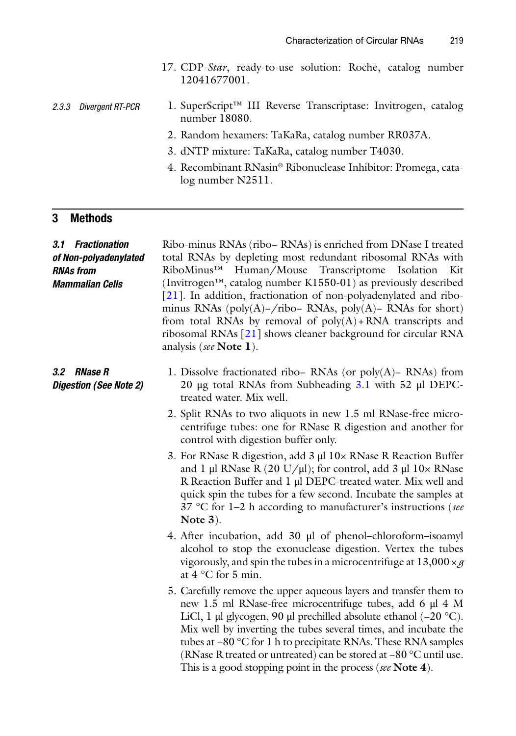17. CDP-*Star*, ready-to-use solution: Roche, catalog number 12041677001.

#### 2.3.3 Divergent RT-PCR

1. SuperScript™ III Reverse Transcriptase: Invitrogen, catalog number 18080.
2. Random hexamers: TaKaRa, catalog number RR037A.
3. dNTP mixture: TaKaRa, catalog number T4030.
4. Recombinant RNasin® Ribonuclease Inhibitor: Promega, catalog number N2511.

## 3 Methods

### 3.1 Fractionation of Non-polyadenylated RNAs from Mammalian Cells

Ribo-minus RNAs (ribo– RNAs) is enriched from DNase I treated total RNAs by depleting most redundant ribosomal RNAs with RiboMinus™ Human/Mouse Transcriptome Isolation Kit (Invitrogen™, catalog number K1550-01) as previously described [21]. In addition, fractionation of non-polyadenylated and ribo-minus RNAs (poly(A)–/ribo– RNAs, poly(A)– RNAs for short) from total RNAs by removal of poly(A) + RNA transcripts and ribosomal RNAs [21] shows cleaner background for circular RNA analysis (*see* **Note 1**).

### 3.2 RNase R Digestion (See Note 2)

1. Dissolve fractionated ribo– RNAs (or poly(A)– RNAs) from 20 μg total RNAs from Subheading 3.1 with 52 μl DEPC-treated water. Mix well.
2. Split RNAs to two aliquots in new 1.5 ml RNase-free microcentrifuge tubes: one for RNase R digestion and another for control with digestion buffer only.
3. For RNase R digestion, add 3 μl 10× RNase R Reaction Buffer and 1 μl RNase R (20 U/μl); for control, add 3 μl 10× RNase R Reaction Buffer and 1 μl DEPC-treated water. Mix well and quick spin the tubes for a few second. Incubate the samples at 37 °C for 1–2 h according to manufacturer's instructions (*see* **Note 3**).
4. After incubation, add 30 μl of phenol–chloroform–isoamyl alcohol to stop the exonuclease digestion. Vertex the tubes vigorously, and spin the tubes in a microcentrifuge at 13,000 × *g* at 4 °C for 5 min.
5. Carefully remove the upper aqueous layers and transfer them to new 1.5 ml RNase-free microcentrifuge tubes, add 6 μl 4 M LiCl, 1 μl glycogen, 90 μl prechilled absolute ethanol (−20 °C). Mix well by inverting the tubes several times, and incubate the tubes at −80 °C for 1 h to precipitate RNAs. These RNA samples (RNase R treated or untreated) can be stored at −80 °C until use. This is a good stopping point in the process (*see* **Note 4**).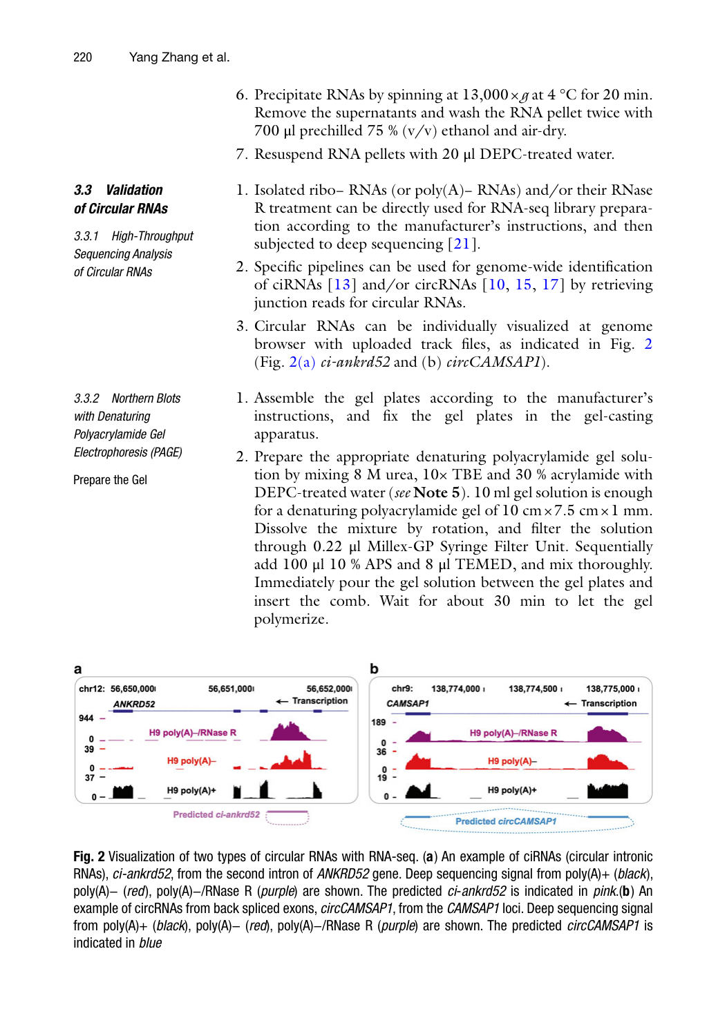6. Precipitate RNAs by spinning at 13,000 × *g* at 4 °C for 20 min. Remove the supernatants and wash the RNA pellet twice with 700 μl prechilled 75 % (v/v) ethanol and air-dry.
7. Resuspend RNA pellets with 20 μl DEPC-treated water.

### 3.3 Validation of Circular RNAs

#### 3.3.1 High-Throughput Sequencing Analysis of Circular RNAs

1. Isolated ribo– RNAs (or poly(A)– RNAs) and/or their RNase R treatment can be directly used for RNA-seq library preparation according to the manufacturer's instructions, and then subjected to deep sequencing [21].
2. Specific pipelines can be used for genome-wide identification of ciRNAs [13] and/or circRNAs [10, 15, 17] by retrieving junction reads for circular RNAs.
3. Circular RNAs can be individually visualized at genome browser with uploaded track files, as indicated in Fig. 2 (Fig. 2(a) *ci-ankrd52* and (b) *circCAMSAP1*).

#### 3.3.2 Northern Blots with Denaturing Polyacrylamide Gel Electrophoresis (PAGE)

Prepare the Gel

1. Assemble the gel plates according to the manufacturer's instructions, and fix the gel plates in the gel-casting apparatus.
2. Prepare the appropriate denaturing polyacrylamide gel solution by mixing 8 M urea, 10× TBE and 30 % acrylamide with DEPC-treated water (*see* **Note 5**). 10 ml gel solution is enough for a denaturing polyacrylamide gel of 10 cm × 7.5 cm × 1 mm. Dissolve the mixture by rotation, and filter the solution through 0.22 μl Millex-GP Syringe Filter Unit. Sequentially add 100 μl 10 % APS and 8 μl TEMED, and mix thoroughly. Immediately pour the gel solution between the gel plates and insert the comb. Wait for about 30 min to let the gel polymerize.

**Fig. 2** Visualization of two types of circular RNAs with RNA-seq. (**a**) An example of ciRNAs (circular intronic RNAs), *ci-ankrd52*, from the second intron of *ANKRD52* gene. Deep sequencing signal from poly(A)+ (*black*), poly(A)– (*red*), poly(A)–/RNase R (*purple*) are shown. The predicted *ci-ankrd52* is indicated in *pink*.(**b**) An example of circRNAs from back spliced exons, *circCAMSAP1*, from the *CAMSAP1* loci. Deep sequencing signal from poly(A)+ (*black*), poly(A)– (*red*), poly(A)–/RNase R (*purple*) are shown. The predicted *circCAMSAP1* is indicated in *blue*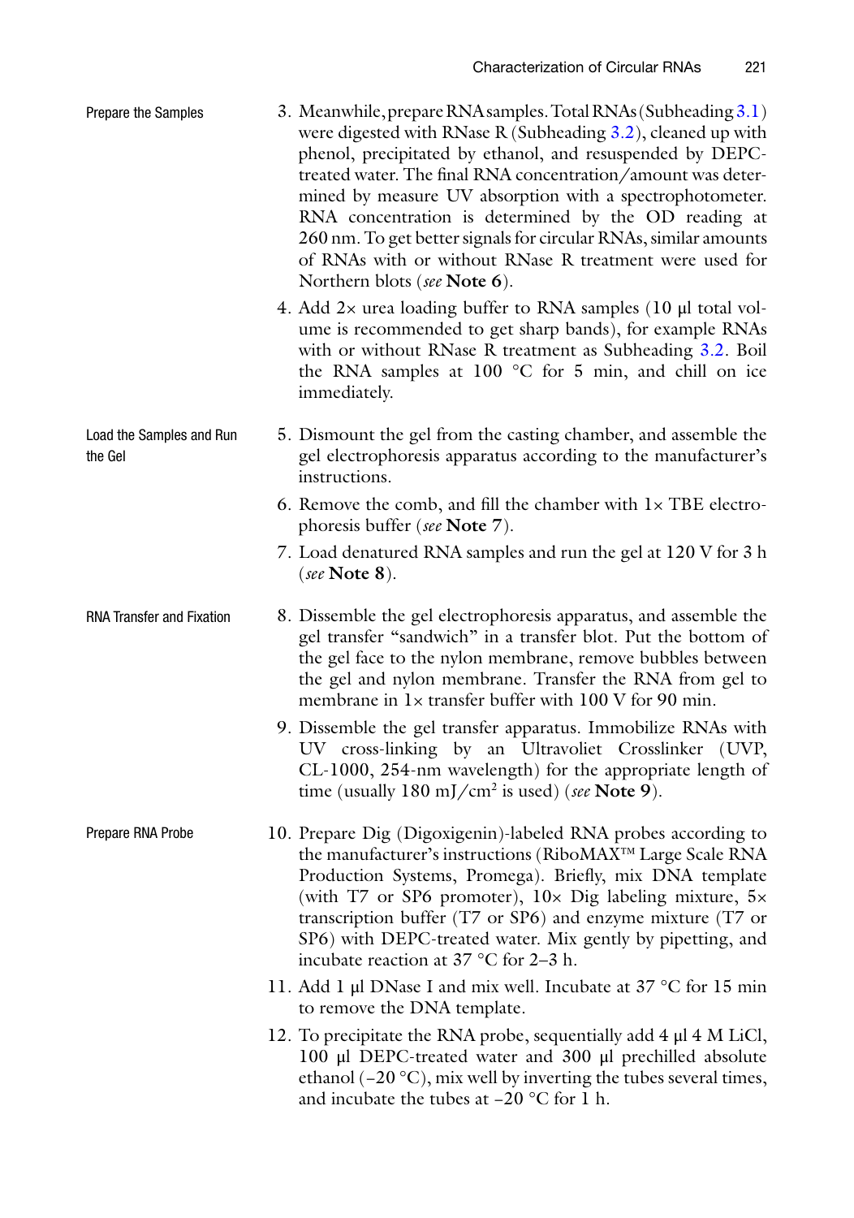#### Prepare the Samples

3. Meanwhile, prepare RNA samples. Total RNAs (Subheading 3.1) were digested with RNase R (Subheading 3.2), cleaned up with phenol, precipitated by ethanol, and resuspended by DEPC-treated water. The final RNA concentration/amount was determined by measure UV absorption with a spectrophotometer. RNA concentration is determined by the OD reading at 260 nm. To get better signals for circular RNAs, similar amounts of RNAs with or without RNase R treatment were used for Northern blots (*see* **Note 6**).
4. Add 2× urea loading buffer to RNA samples (10 μl total volume is recommended to get sharp bands), for example RNAs with or without RNase R treatment as Subheading 3.2. Boil the RNA samples at 100 °C for 5 min, and chill on ice immediately.

#### Load the Samples and Run the Gel

5. Dismount the gel from the casting chamber, and assemble the gel electrophoresis apparatus according to the manufacturer's instructions.
6. Remove the comb, and fill the chamber with 1× TBE electrophoresis buffer (*see* **Note 7**).
7. Load denatured RNA samples and run the gel at 120 V for 3 h (*see* **Note 8**).

#### RNA Transfer and Fixation

8. Dissemble the gel electrophoresis apparatus, and assemble the gel transfer "sandwich" in a transfer blot. Put the bottom of the gel face to the nylon membrane, remove bubbles between the gel and nylon membrane. Transfer the RNA from gel to membrane in 1× transfer buffer with 100 V for 90 min.
9. Dissemble the gel transfer apparatus. Immobilize RNAs with UV cross-linking by an Ultravoliet Crosslinker (UVP, CL-1000, 254-nm wavelength) for the appropriate length of time (usually 180 mJ/cm$^2$ is used) (*see* **Note 9**).

#### Prepare RNA Probe

10. Prepare Dig (Digoxigenin)-labeled RNA probes according to the manufacturer's instructions (RiboMAX™ Large Scale RNA Production Systems, Promega). Briefly, mix DNA template (with T7 or SP6 promoter), 10× Dig labeling mixture, 5× transcription buffer (T7 or SP6) and enzyme mixture (T7 or SP6) with DEPC-treated water. Mix gently by pipetting, and incubate reaction at 37 °C for 2–3 h.
11. Add 1 μl DNase I and mix well. Incubate at 37 °C for 15 min to remove the DNA template.
12. To precipitate the RNA probe, sequentially add 4 μl 4 M LiCl, 100 μl DEPC-treated water and 300 μl prechilled absolute ethanol (−20 °C), mix well by inverting the tubes several times, and incubate the tubes at −20 °C for 1 h.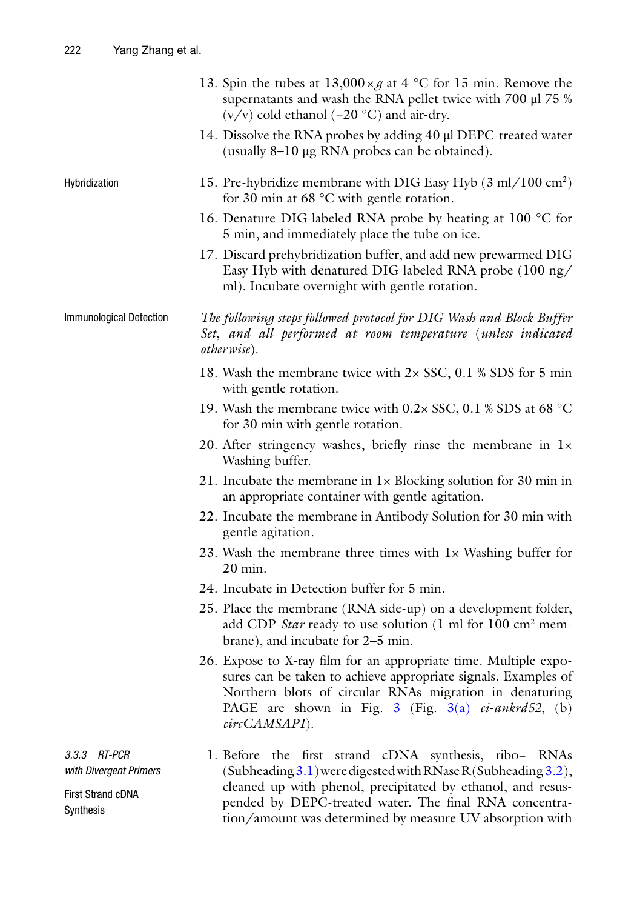13. Spin the tubes at 13,000 × *g* at 4 °C for 15 min. Remove the supernatants and wash the RNA pellet twice with 700 μl 75 % (v/v) cold ethanol (−20 °C) and air-dry.
14. Dissolve the RNA probes by adding 40 μl DEPC-treated water (usually 8–10 μg RNA probes can be obtained).

#### Hybridization

15. Pre-hybridize membrane with DIG Easy Hyb (3 ml/100 cm$^2$) for 30 min at 68 °C with gentle rotation.
16. Denature DIG-labeled RNA probe by heating at 100 °C for 5 min, and immediately place the tube on ice.
17. Discard prehybridization buffer, and add new prewarmed DIG Easy Hyb with denatured DIG-labeled RNA probe (100 ng/ml). Incubate overnight with gentle rotation.

#### Immunological Detection

*The following steps followed protocol for DIG Wash and Block Buffer Set, and all performed at room temperature (unless indicated otherwise).*

18. Wash the membrane twice with 2× SSC, 0.1 % SDS for 5 min with gentle rotation.
19. Wash the membrane twice with 0.2× SSC, 0.1 % SDS at 68 °C for 30 min with gentle rotation.
20. After stringency washes, briefly rinse the membrane in 1× Washing buffer.
21. Incubate the membrane in 1× Blocking solution for 30 min in an appropriate container with gentle agitation.
22. Incubate the membrane in Antibody Solution for 30 min with gentle agitation.
23. Wash the membrane three times with 1× Washing buffer for 20 min.
24. Incubate in Detection buffer for 5 min.
25. Place the membrane (RNA side-up) on a development folder, add CDP-*Star* ready-to-use solution (1 ml for 100 cm$^2$ membrane), and incubate for 2–5 min.
26. Expose to X-ray film for an appropriate time. Multiple exposures can be taken to achieve appropriate signals. Examples of Northern blots of circular RNAs migration in denaturing PAGE are shown in Fig. 3 (Fig. 3(a) *ci-ankrd52*, (b) *circCAMSAP1*).

### *3.3.3 RT-PCR with Divergent Primers*

#### First Strand cDNA Synthesis

1. Before the first strand cDNA synthesis, ribo– RNAs (Subheading 3.1) were digested with RNase R (Subheading 3.2), cleaned up with phenol, precipitated by ethanol, and resuspended by DEPC-treated water. The final RNA concentration/amount was determined by measure UV absorption with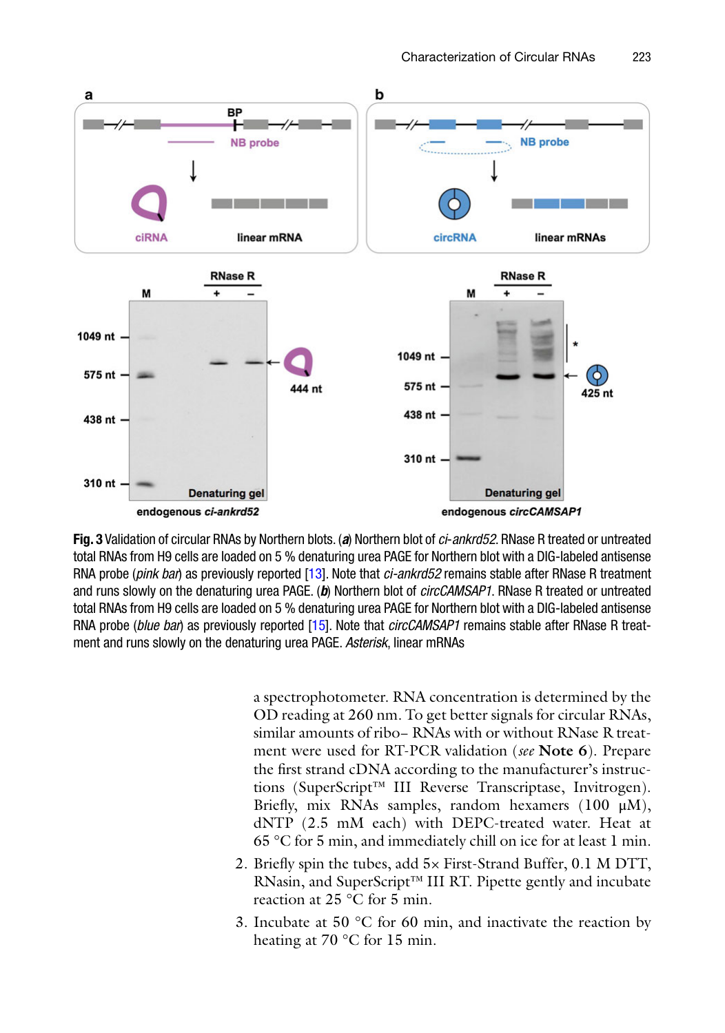**Fig. 3** Validation of circular RNAs by Northern blots. (***a***) Northern blot of *ci-ankrd52*. RNase R treated or untreated total RNAs from H9 cells are loaded on 5 % denaturing urea PAGE for Northern blot with a DIG-labeled antisense RNA probe (*pink bar*) as previously reported [13]. Note that *ci-ankrd52* remains stable after RNase R treatment and runs slowly on the denaturing urea PAGE. (***b***) Northern blot of *circCAMSAP1*. RNase R treated or untreated total RNAs from H9 cells are loaded on 5 % denaturing urea PAGE for Northern blot with a DIG-labeled antisense RNA probe (*blue bar*) as previously reported [15]. Note that *circCAMSAP1* remains stable after RNase R treatment and runs slowly on the denaturing urea PAGE. *Asterisk*, linear mRNAs

a spectrophotometer. RNA concentration is determined by the OD reading at 260 nm. To get better signals for circular RNAs, similar amounts of ribo– RNAs with or without RNase R treatment were used for RT-PCR validation (*see* **Note 6**). Prepare the first strand cDNA according to the manufacturer's instructions (SuperScript™ III Reverse Transcriptase, Invitrogen). Briefly, mix RNAs samples, random hexamers (100 μM), dNTP (2.5 mM each) with DEPC-treated water. Heat at 65 °C for 5 min, and immediately chill on ice for at least 1 min.

2. Briefly spin the tubes, add 5× First-Strand Buffer, 0.1 M DTT, RNasin, and SuperScript™ III RT. Pipette gently and incubate reaction at 25 °C for 5 min.
3. Incubate at 50 °C for 60 min, and inactivate the reaction by heating at 70 °C for 15 min.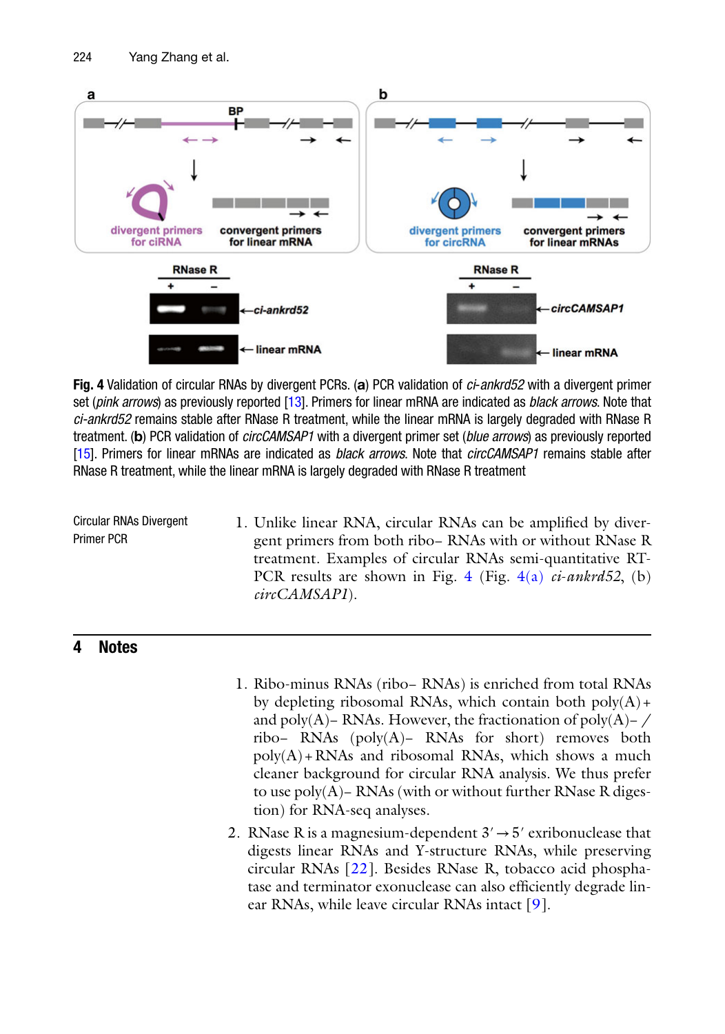**Fig. 4** Validation of circular RNAs by divergent PCRs. (**a**) PCR validation of *ci-ankrd52* with a divergent primer set (*pink arrows*) as previously reported [13]. Primers for linear mRNA are indicated as *black arrows*. Note that *ci-ankrd52* remains stable after RNase R treatment, while the linear mRNA is largely degraded with RNase R treatment. (**b**) PCR validation of *circCAMSAP1* with a divergent primer set (*blue arrows*) as previously reported [15]. Primers for linear mRNAs are indicated as *black arrows*. Note that *circCAMSAP1* remains stable after RNase R treatment, while the linear mRNA is largely degraded with RNase R treatment

Circular RNAs Divergent Primer PCR

1. Unlike linear RNA, circular RNAs can be amplified by divergent primers from both ribo– RNAs with or without RNase R treatment. Examples of circular RNAs semi-quantitative RT-PCR results are shown in Fig. 4 (Fig. 4(a) *ci-ankrd52*, (b) *circCAMSAP1*).

## 4 Notes

1. Ribo-minus RNAs (ribo– RNAs) is enriched from total RNAs by depleting ribosomal RNAs, which contain both poly(A)+ and poly(A)– RNAs. However, the fractionation of poly(A)–/ribo– RNAs (poly(A)– RNAs for short) removes both poly(A)+RNAs and ribosomal RNAs, which shows a much cleaner background for circular RNA analysis. We thus prefer to use poly(A)– RNAs (with or without further RNase R digestion) for RNA-seq analyses.
2. RNase R is a magnesium-dependent $3' \rightarrow 5'$ exribonuclease that digests linear RNAs and Y-structure RNAs, while preserving circular RNAs [22]. Besides RNase R, tobacco acid phosphatase and terminator exonuclease can also efficiently degrade linear RNAs, while leave circular RNAs intact [9].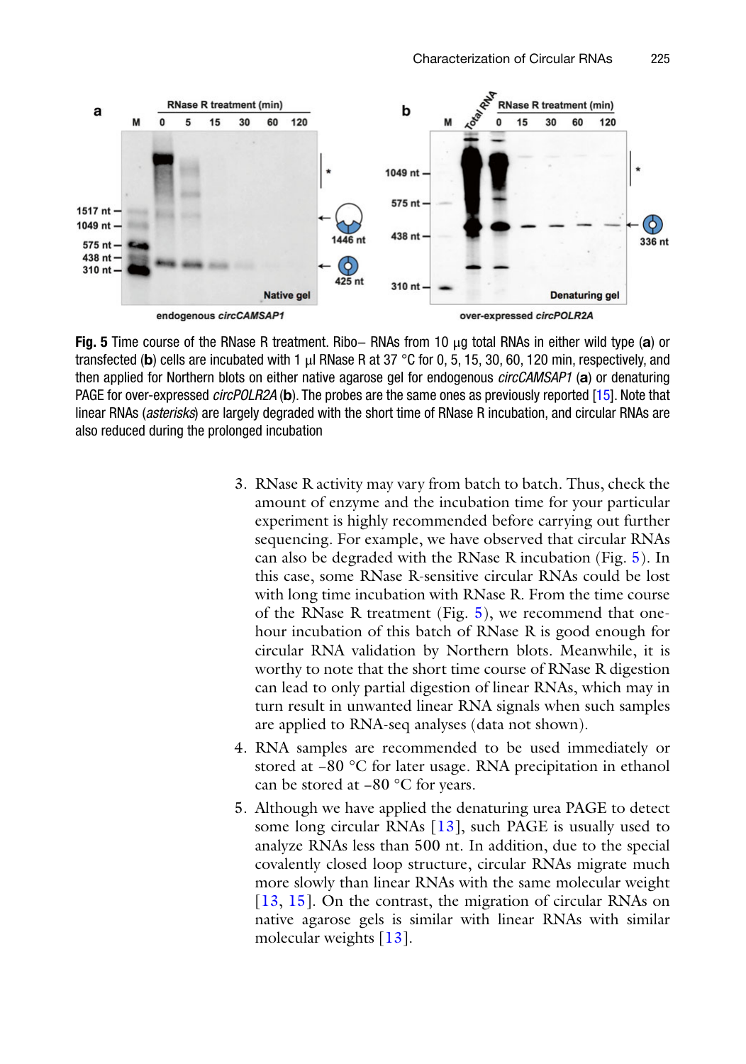**Fig. 5** Time course of the RNase R treatment. Ribo– RNAs from 10 μg total RNAs in either wild type (**a**) or transfected (**b**) cells are incubated with 1 μl RNase R at 37 °C for 0, 5, 15, 30, 60, 120 min, respectively, and then applied for Northern blots on either native agarose gel for endogenous *circCAMSAP1* (**a**) or denaturing PAGE for over-expressed *circPOLR2A* (**b**). The probes are the same ones as previously reported [15]. Note that linear RNAs (*asterisks*) are largely degraded with the short time of RNase R incubation, and circular RNAs are also reduced during the prolonged incubation

3. RNase R activity may vary from batch to batch. Thus, check the amount of enzyme and the incubation time for your particular experiment is highly recommended before carrying out further sequencing. For example, we have observed that circular RNAs can also be degraded with the RNase R incubation (Fig. 5). In this case, some RNase R-sensitive circular RNAs could be lost with long time incubation with RNase R. From the time course of the RNase R treatment (Fig. 5), we recommend that one-hour incubation of this batch of RNase R is good enough for circular RNA validation by Northern blots. Meanwhile, it is worthy to note that the short time course of RNase R digestion can lead to only partial digestion of linear RNAs, which may in turn result in unwanted linear RNA signals when such samples are applied to RNA-seq analyses (data not shown).
4. RNA samples are recommended to be used immediately or stored at −80 °C for later usage. RNA precipitation in ethanol can be stored at −80 °C for years.
5. Although we have applied the denaturing urea PAGE to detect some long circular RNAs [13], such PAGE is usually used to analyze RNAs less than 500 nt. In addition, due to the special covalently closed loop structure, circular RNAs migrate much more slowly than linear RNAs with the same molecular weight [13, 15]. On the contrast, the migration of circular RNAs on native agarose gels is similar with linear RNAs with similar molecular weights [13].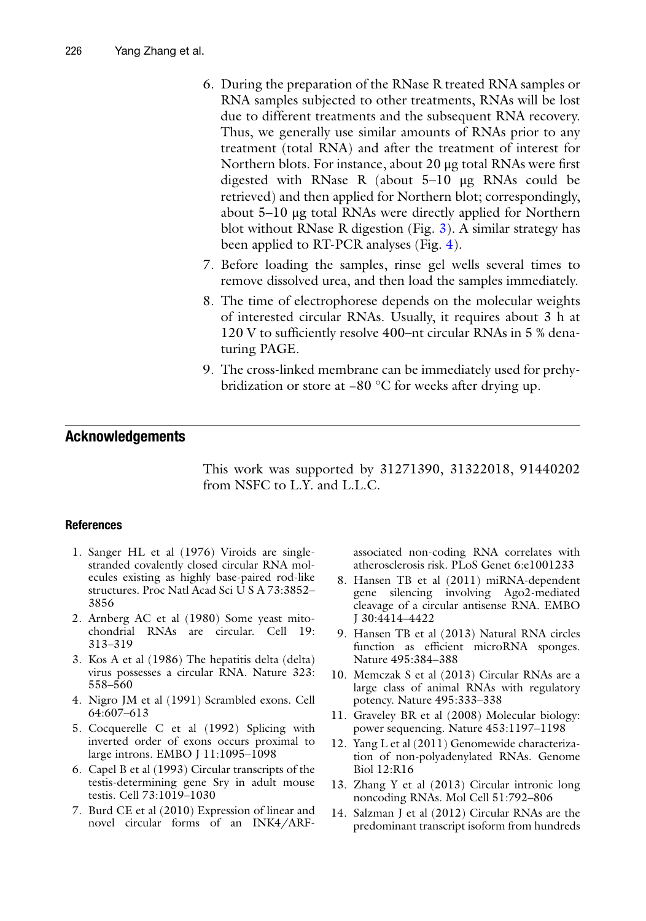6. During the preparation of the RNase R treated RNA samples or RNA samples subjected to other treatments, RNAs will be lost due to different treatments and the subsequent RNA recovery. Thus, we generally use similar amounts of RNAs prior to any treatment (total RNA) and after the treatment of interest for Northern blots. For instance, about 20 μg total RNAs were first digested with RNase R (about 5–10 μg RNAs could be retrieved) and then applied for Northern blot; correspondingly, about 5–10 μg total RNAs were directly applied for Northern blot without RNase R digestion (Fig. 3). A similar strategy has been applied to RT-PCR analyses (Fig. 4).
7. Before loading the samples, rinse gel wells several times to remove dissolved urea, and then load the samples immediately.
8. The time of electrophorese depends on the molecular weights of interested circular RNAs. Usually, it requires about 3 h at 120 V to sufficiently resolve 400–nt circular RNAs in 5 % denaturing PAGE.
9. The cross-linked membrane can be immediately used for prehybridization or store at −80 °C for weeks after drying up.

## Acknowledgements

This work was supported by 31271390, 31322018, 91440202 from NSFC to L.Y. and L.L.C.

### References

1. Sanger HL et al (1976) Viroids are single-stranded covalently closed circular RNA molecules existing as highly base-paired rod-like structures. Proc Natl Acad Sci U S A 73:3852–3856
2. Arnberg AC et al (1980) Some yeast mitochondrial RNAs are circular. Cell 19: 313–319
3. Kos A et al (1986) The hepatitis delta (delta) virus possesses a circular RNA. Nature 323: 558–560
4. Nigro JM et al (1991) Scrambled exons. Cell 64:607–613
5. Cocquerelle C et al (1992) Splicing with inverted order of exons occurs proximal to large introns. EMBO J 11:1095–1098
6. Capel B et al (1993) Circular transcripts of the testis-determining gene Sry in adult mouse testis. Cell 73:1019–1030
7. Burd CE et al (2010) Expression of linear and novel circular forms of an INK4/ARF-associated non-coding RNA correlates with atherosclerosis risk. PLoS Genet 6:e1001233
8. Hansen TB et al (2011) miRNA-dependent gene silencing involving Ago2-mediated cleavage of a circular antisense RNA. EMBO J 30:4414–4422
9. Hansen TB et al (2013) Natural RNA circles function as efficient microRNA sponges. Nature 495:384–388
10. Memczak S et al (2013) Circular RNAs are a large class of animal RNAs with regulatory potency. Nature 495:333–338
11. Graveley BR et al (2008) Molecular biology: power sequencing. Nature 453:1197–1198
12. Yang L et al (2011) Genomewide characterization of non-polyadenylated RNAs. Genome Biol 12:R16
13. Zhang Y et al (2013) Circular intronic long noncoding RNAs. Mol Cell 51:792–806
14. Salzman J et al (2012) Circular RNAs are the predominant transcript isoform from hundreds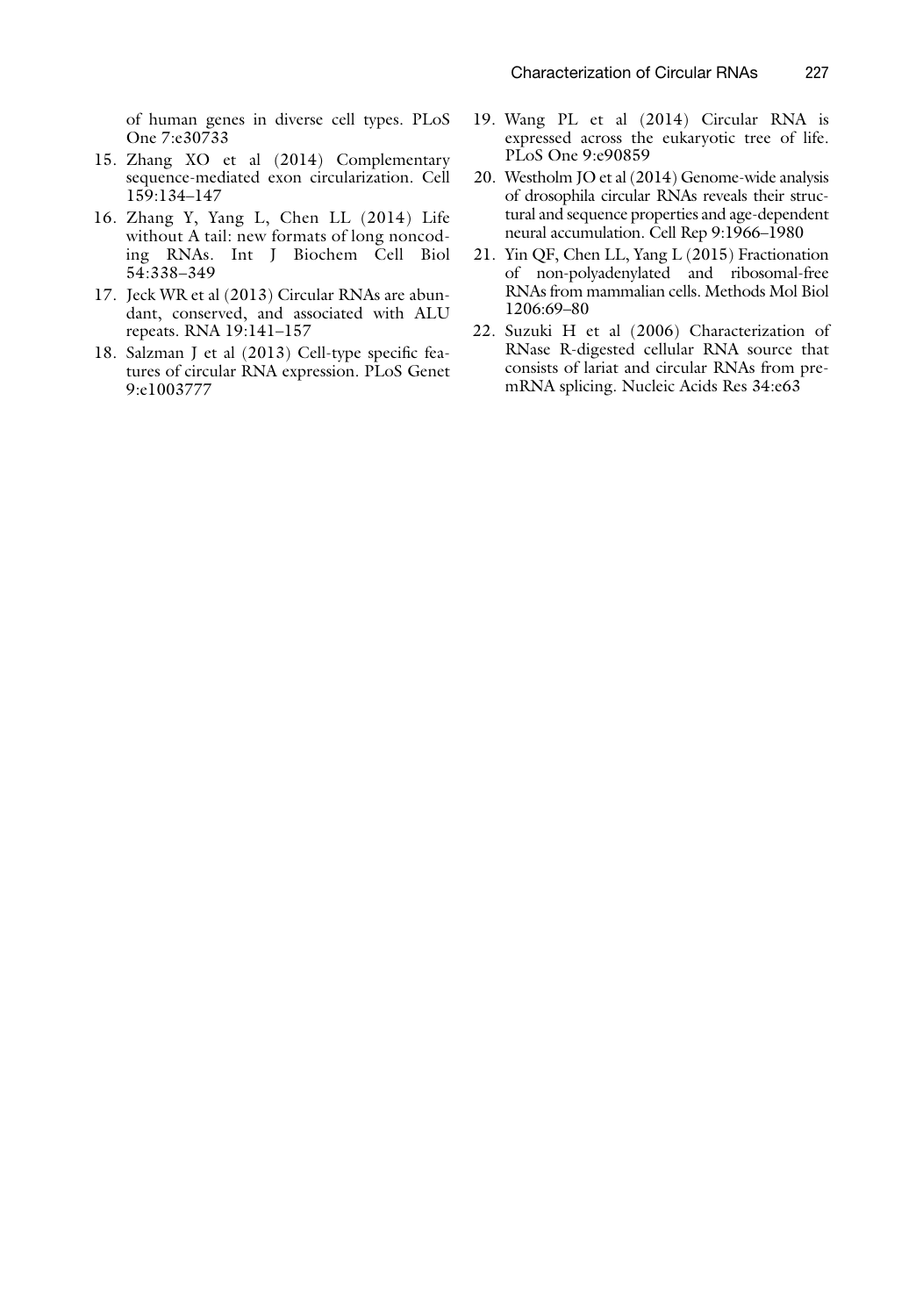of human genes in diverse cell types. PLoS One 7:e30733

15. Zhang XO et al (2014) Complementary sequence-mediated exon circularization. Cell 159:134–147
16. Zhang Y, Yang L, Chen LL (2014) Life without A tail: new formats of long noncoding RNAs. Int J Biochem Cell Biol 54:338–349
17. Jeck WR et al (2013) Circular RNAs are abundant, conserved, and associated with ALU repeats. RNA 19:141–157
18. Salzman J et al (2013) Cell-type specific features of circular RNA expression. PLoS Genet 9:e1003777
19. Wang PL et al (2014) Circular RNA is expressed across the eukaryotic tree of life. PLoS One 9:e90859
20. Westholm JO et al (2014) Genome-wide analysis of drosophila circular RNAs reveals their structural and sequence properties and age-dependent neural accumulation. Cell Rep 9:1966–1980
21. Yin QF, Chen LL, Yang L (2015) Fractionation of non-polyadenylated and ribosomal-free RNAs from mammalian cells. Methods Mol Biol 1206:69–80
22. Suzuki H et al (2006) Characterization of RNase R-digested cellular RNA source that consists of lariat and circular RNAs from pre-mRNA splicing. Nucleic Acids Res 34:e63